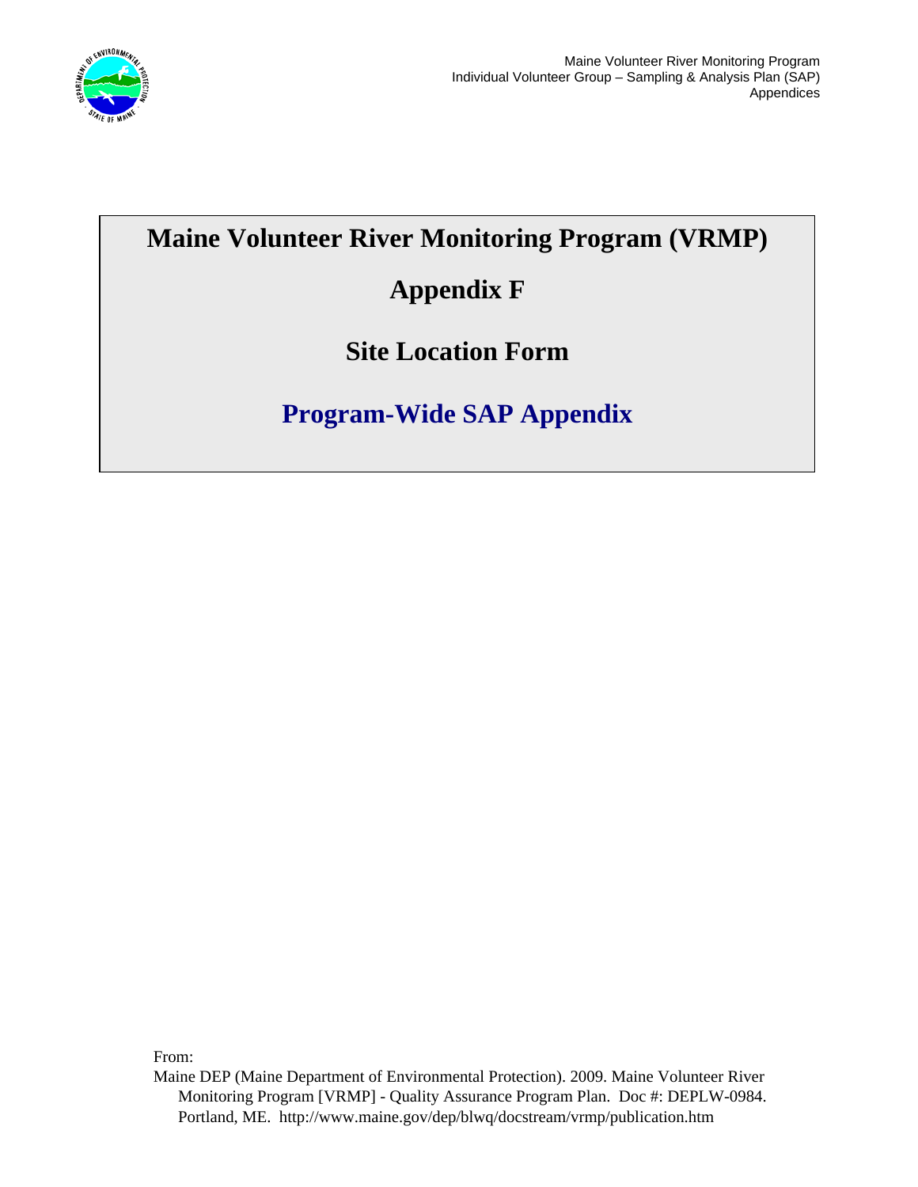# Maine Volunteer River Monitoring Program (VRMP)

## Appendix F

## Site Location Form

## Program-Wide SAP Appendix

From:

Maine DEP (Maine Department of Environmental Protection). 2009. Maine Volunteer River Monitoring Program [VRMP] - Quality Assurance Program Plan. Doc #: DEPLW-0984. Portland, ME. http://www.maine.gov/dep/blwq/docstream/vrmp/publication.htm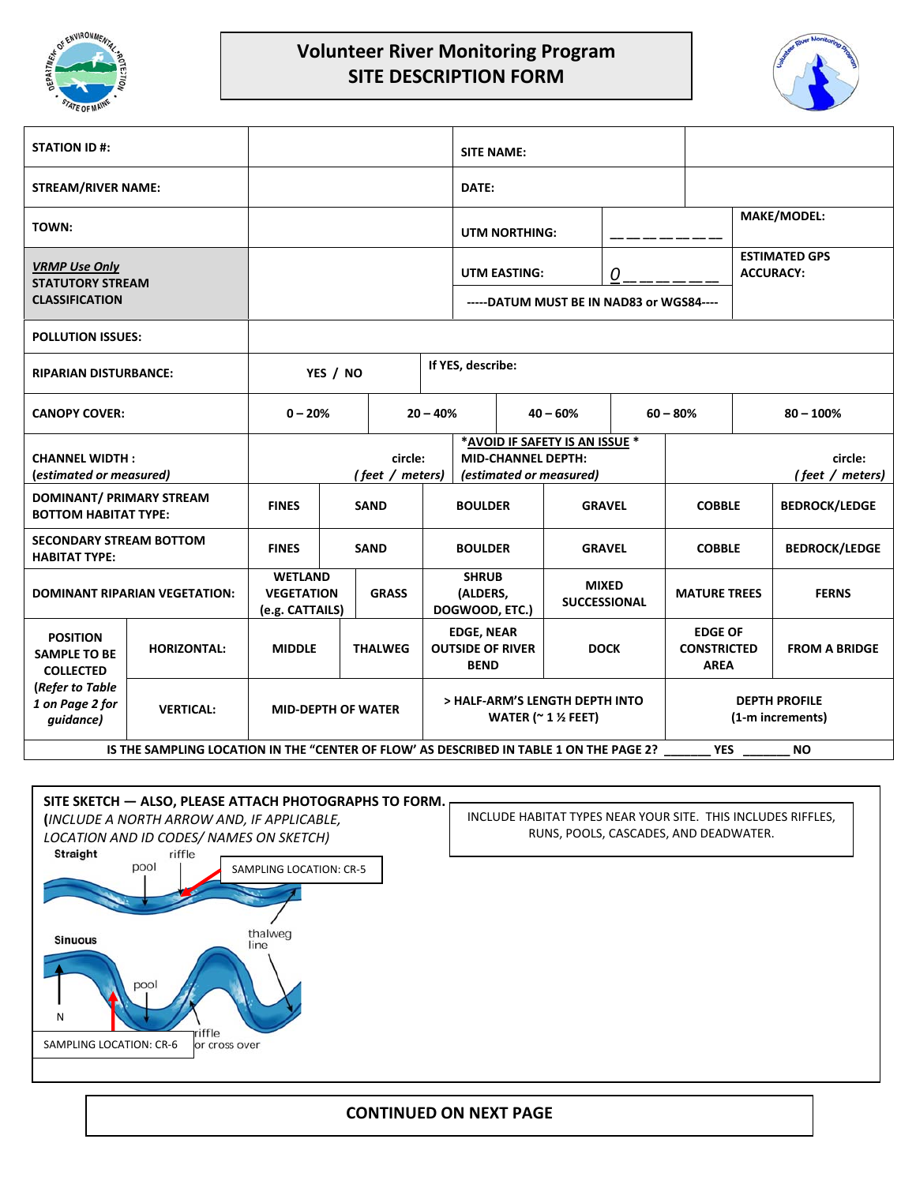# Volunteer River Monitoring Program
## SITE DESCRIPTION FORM

| | | | | | | |
|---|---|---|---|---|---|---|
| **STATION ID #:** | | **SITE NAME:** | | | | |
| **STREAM/RIVER NAME:** | | **DATE:** | | | | |
| **TOWN:** | | **UTM NORTHING:** | _ _ _ _ _ _ _ | **MAKE/MODEL:** | | |
| ***VRMP Use Only*** **STATUTORY STREAM CLASSIFICATION** | | **UTM EASTING:** | 0 _ _ _ _ _ _ | **ESTIMATED GPS ACCURACY:** | | |
| | | **-----DATUM MUST BE IN NAD83 or WGS84----** | | | | |
| **POLLUTION ISSUES:** | | | | | | |
| **RIPARIAN DISTURBANCE:** | **YES / NO** | **If YES, describe:** | | | | |
| **CANOPY COVER:** | **0 – 20%** | **20 – 40%** | **40 – 60%** | **60 – 80%** | **80 – 100%** | |
| **CHANNEL WIDTH :** (*estimated or measured*) | **circle:** (*feet / meters*) | ***AVOID IF SAFETY IS AN ISSUE*** **MID-CHANNEL DEPTH:** (*estimated or measured*) | **circle:** (*feet / meters*) | | | |
| **DOMINANT/ PRIMARY STREAM BOTTOM HABITAT TYPE:** | **FINES** | **SAND** | **BOULDER** | **GRAVEL** | **COBBLE** | **BEDROCK/LEDGE** |
| **SECONDARY STREAM BOTTOM HABITAT TYPE:** | **FINES** | **SAND** | **BOULDER** | **GRAVEL** | **COBBLE** | **BEDROCK/LEDGE** |
| **DOMINANT RIPARIAN VEGETATION:** | **WETLAND VEGETATION (e.g. CATTAILS)** | **GRASS** | **SHRUB (ALDERS, DOGWOOD, ETC.)** | **MIXED SUCCESSIONAL** | **MATURE TREES** | **FERNS** |
| **POSITION SAMPLE TO BE COLLECTED** (***Refer to Table 1 on Page 2 for guidance***) **HORIZONTAL:** | **MIDDLE** | **THALWEG** | **EDGE, NEAR OUTSIDE OF RIVER BEND** | **DOCK** | **EDGE OF CONSTRICTED AREA** | **FROM A BRIDGE** |
| **VERTICAL:** | **MID-DEPTH OF WATER** | | **> HALF-ARM'S LENGTH DEPTH INTO WATER (~ 1 ½ FEET)** | | **DEPTH PROFILE (1-m increments)** | |

**IS THE SAMPLING LOCATION IN THE "CENTER OF FLOW' AS DESCRIBED IN TABLE 1 ON THE PAGE 2? _______ YES _______ NO**

**SITE SKETCH — ALSO, PLEASE ATTACH PHOTOGRAPHS TO FORM.**
(*INCLUDE A NORTH ARROW AND, IF APPLICABLE, LOCATION AND ID CODES/ NAMES ON SKETCH*)

INCLUDE HABITAT TYPES NEAR YOUR SITE. THIS INCLUDES RIFFLES, RUNS, POOLS, CASCADES, AND DEADWATER.

Straight — pool — riffle — SAMPLING LOCATION: CR-5

Sinuous — pool — thalweg line — N — riffle or cross over — SAMPLING LOCATION: CR-6

**CONTINUED ON NEXT PAGE**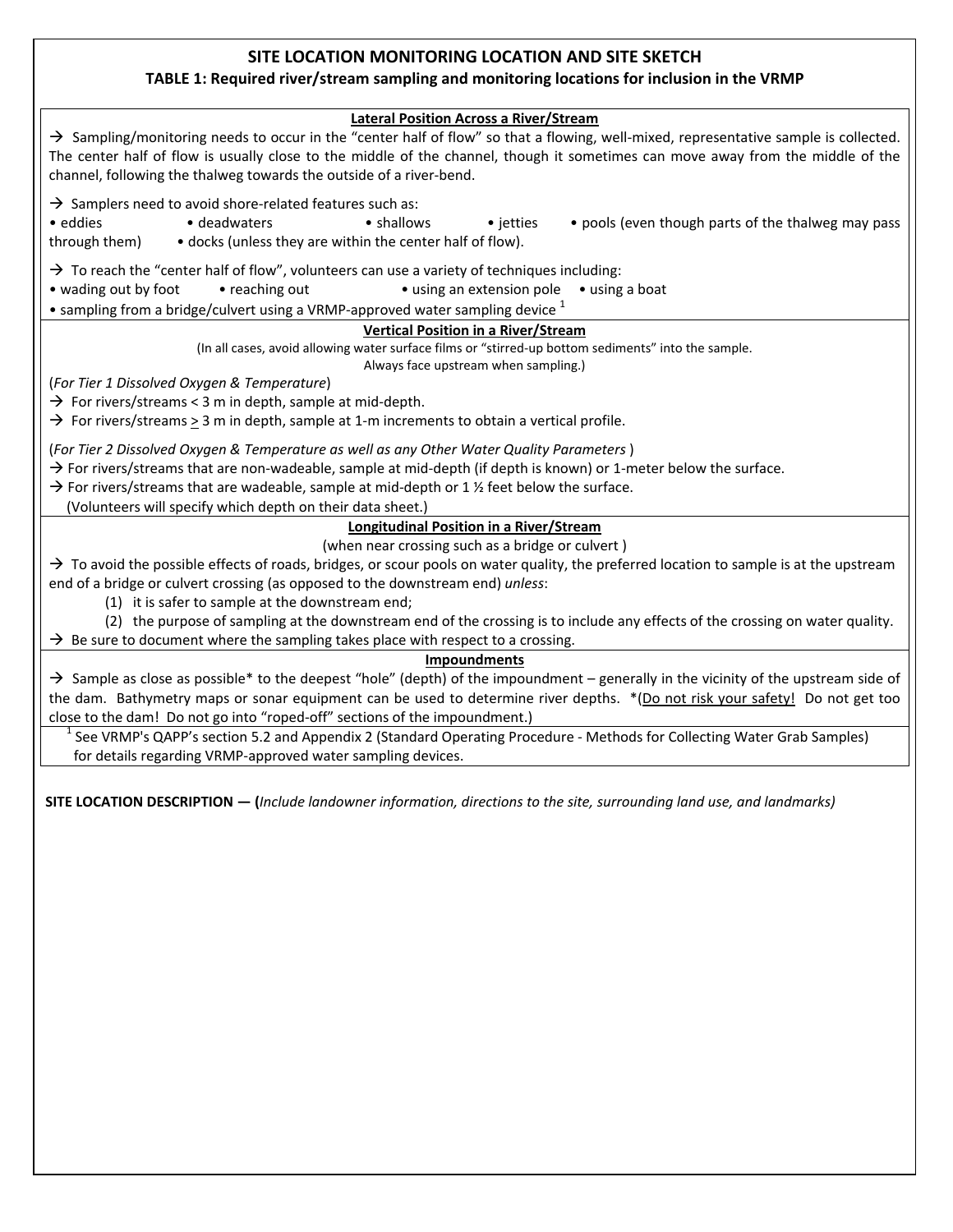## SITE LOCATION MONITORING LOCATION AND SITE SKETCH

### TABLE 1: Required river/stream sampling and monitoring locations for inclusion in the VRMP

**Lateral Position Across a River/Stream**

→ Sampling/monitoring needs to occur in the "center half of flow" so that a flowing, well-mixed, representative sample is collected. The center half of flow is usually close to the middle of the channel, though it sometimes can move away from the middle of the channel, following the thalweg towards the outside of a river-bend.

→ Samplers need to avoid shore-related features such as:
• eddies • deadwaters • shallows • jetties • pools (even though parts of the thalweg may pass through them) • docks (unless they are within the center half of flow).

→ To reach the "center half of flow", volunteers can use a variety of techniques including:
• wading out by foot • reaching out • using an extension pole • using a boat
• sampling from a bridge/culvert using a VRMP-approved water sampling device [1]

**Vertical Position in a River/Stream**

(In all cases, avoid allowing water surface films or "stirred-up bottom sediments" into the sample. Always face upstream when sampling.)

(*For Tier 1 Dissolved Oxygen & Temperature*)
→ For rivers/streams < 3 m in depth, sample at mid-depth.
→ For rivers/streams ≥ 3 m in depth, sample at 1-m increments to obtain a vertical profile.

(*For Tier 2 Dissolved Oxygen & Temperature as well as any Other Water Quality Parameters* )
→ For rivers/streams that are non-wadeable, sample at mid-depth (if depth is known) or 1-meter below the surface.
→ For rivers/streams that are wadeable, sample at mid-depth or 1 ½ feet below the surface.
(Volunteers will specify which depth on their data sheet.)

**Longitudinal Position in a River/Stream**

(when near crossing such as a bridge or culvert )

→ To avoid the possible effects of roads, bridges, or scour pools on water quality, the preferred location to sample is at the upstream end of a bridge or culvert crossing (as opposed to the downstream end) *unless*:
(1) it is safer to sample at the downstream end;
(2) the purpose of sampling at the downstream end of the crossing is to include any effects of the crossing on water quality.

→ Be sure to document where the sampling takes place with respect to a crossing.

**Impoundments**

→ Sample as close as possible* to the deepest "hole" (depth) of the impoundment – generally in the vicinity of the upstream side of the dam. Bathymetry maps or sonar equipment can be used to determine river depths. *(Do not risk your safety! Do not get too close to the dam! Do not go into "roped-off" sections of the impoundment.)

[1] See VRMP's QAPP's section 5.2 and Appendix 2 (Standard Operating Procedure - Methods for Collecting Water Grab Samples) for details regarding VRMP-approved water sampling devices.

**SITE LOCATION DESCRIPTION — (***Include landowner information, directions to the site, surrounding land use, and landmarks)*